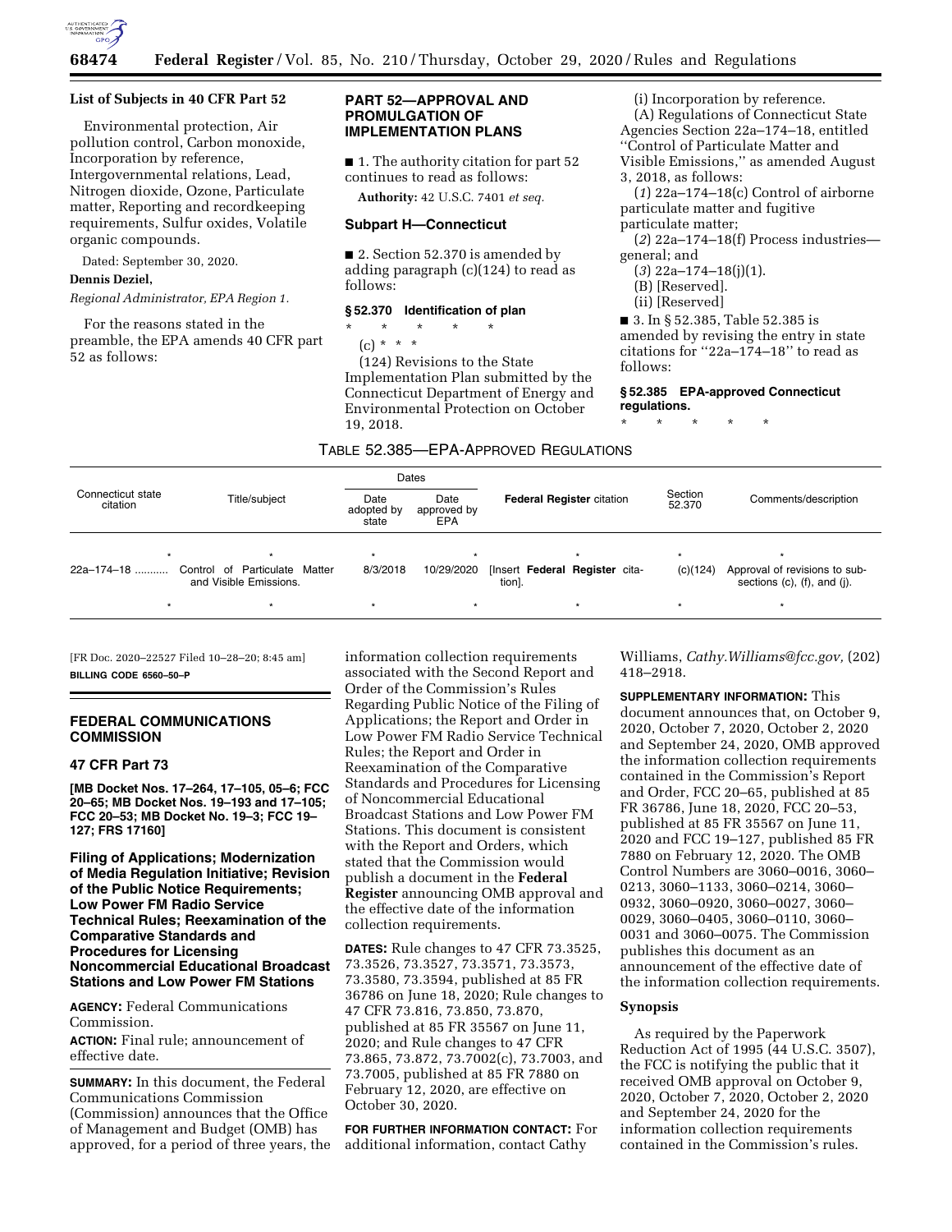**List of Subjects in 40 CFR Part 52**

Environmental protection, Air pollution control, Carbon monoxide, Incorporation by reference, Intergovernmental relations, Lead, Nitrogen dioxide, Ozone, Particulate matter, Reporting and recordkeeping requirements, Sulfur oxides, Volatile organic compounds.

Dated: September 30, 2020.

**Dennis Deziel,**

*Regional Administrator, EPA Region 1.*

For the reasons stated in the preamble, the EPA amends 40 CFR part 52 as follows:

## PART 52—APPROVAL AND PROMULGATION OF IMPLEMENTATION PLANS

■ 1. The authority citation for part 52 continues to read as follows:

**Authority:** 42 U.S.C. 7401 *et seq.*

### Subpart H—Connecticut

■ 2. Section 52.370 is amended by adding paragraph (c)(124) to read as follows:

#### § 52.370 Identification of plan

\* \* \* \* \*

(c) \* \* \*

(124) Revisions to the State Implementation Plan submitted by the Connecticut Department of Energy and Environmental Protection on October 19, 2018.

(i) Incorporation by reference.

(A) Regulations of Connecticut State Agencies Section 22a–174–18, entitled ''Control of Particulate Matter and Visible Emissions,'' as amended August 3, 2018, as follows:

(*1*) 22a–174–18(c) Control of airborne particulate matter and fugitive particulate matter;

(*2*) 22a–174–18(f) Process industries—general; and

(*3*) 22a–174–18(j)(1).

(B) [Reserved].

(ii) [Reserved]

■ 3. In § 52.385, Table 52.385 is amended by revising the entry in state citations for ''22a–174–18'' to read as follows:

#### § 52.385 EPA-approved Connecticut regulations.

\* \* \* \* \*

TABLE 52.385—EPA-APPROVED REGULATIONS

| Connecticut state citation | Title/subject | Dates | | **Federal Register** citation | Section 52.370 | Comments/description |
|---|---|---|---|---|---|---|
| | | Date adopted by state | Date approved by EPA | | | |
| \* | \* | \* | \* | \* | \* | \* |
| 22a–174–18 ........... | Control of Particulate Matter and Visible Emissions. | 8/3/2018 | 10/29/2020 | [Insert **Federal Register** citation]. | (c)(124) | Approval of revisions to subsections (c), (f), and (j). |
| \* | \* | \* | \* | \* | \* | \* |

[FR Doc. 2020–22527 Filed 10–28–20; 8:45 am]

**BILLING CODE 6560–50–P**

## FEDERAL COMMUNICATIONS COMMISSION

### 47 CFR Part 73

**[MB Docket Nos. 17–264, 17–105, 05–6; FCC 20–65; MB Docket Nos. 19–193 and 17–105; FCC 20–53; MB Docket No. 19–3; FCC 19–127; FRS 17160]**

### Filing of Applications; Modernization of Media Regulation Initiative; Revision of the Public Notice Requirements; Low Power FM Radio Service Technical Rules; Reexamination of the Comparative Standards and Procedures for Licensing Noncommercial Educational Broadcast Stations and Low Power FM Stations

**AGENCY:** Federal Communications Commission.

**ACTION:** Final rule; announcement of effective date.

**SUMMARY:** In this document, the Federal Communications Commission (Commission) announces that the Office of Management and Budget (OMB) has approved, for a period of three years, the information collection requirements associated with the Second Report and Order of the Commission's Rules Regarding Public Notice of the Filing of Applications; the Report and Order in Low Power FM Radio Service Technical Rules; the Report and Order in Reexamination of the Comparative Standards and Procedures for Licensing of Noncommercial Educational Broadcast Stations and Low Power FM Stations. This document is consistent with the Report and Orders, which stated that the Commission would publish a document in the **Federal Register** announcing OMB approval and the effective date of the information collection requirements.

**DATES:** Rule changes to 47 CFR 73.3525, 73.3526, 73.3527, 73.3571, 73.3573, 73.3580, 73.3594, published at 85 FR 36786 on June 18, 2020; Rule changes to 47 CFR 73.816, 73.850, 73.870, published at 85 FR 35567 on June 11, 2020; and Rule changes to 47 CFR 73.865, 73.872, 73.7002(c), 73.7003, and 73.7005, published at 85 FR 7880 on February 12, 2020, are effective on October 30, 2020.

**FOR FURTHER INFORMATION CONTACT:** For additional information, contact Cathy Williams, *Cathy.Williams@fcc.gov,* (202) 418–2918.

**SUPPLEMENTARY INFORMATION:** This document announces that, on October 9, 2020, October 7, 2020, October 2, 2020 and September 24, 2020, OMB approved the information collection requirements contained in the Commission's Report and Order, FCC 20–65, published at 85 FR 36786, June 18, 2020, FCC 20–53, published at 85 FR 35567 on June 11, 2020 and FCC 19–127, published 85 FR 7880 on February 12, 2020. The OMB Control Numbers are 3060–0016, 3060–0213, 3060–1133, 3060–0214, 3060–0932, 3060–0920, 3060–0027, 3060–0029, 3060–0405, 3060–0110, 3060–0031 and 3060–0075. The Commission publishes this document as an announcement of the effective date of the information collection requirements.

**Synopsis**

As required by the Paperwork Reduction Act of 1995 (44 U.S.C. 3507), the FCC is notifying the public that it received OMB approval on October 9, 2020, October 7, 2020, October 2, 2020 and September 24, 2020 for the information collection requirements contained in the Commission's rules.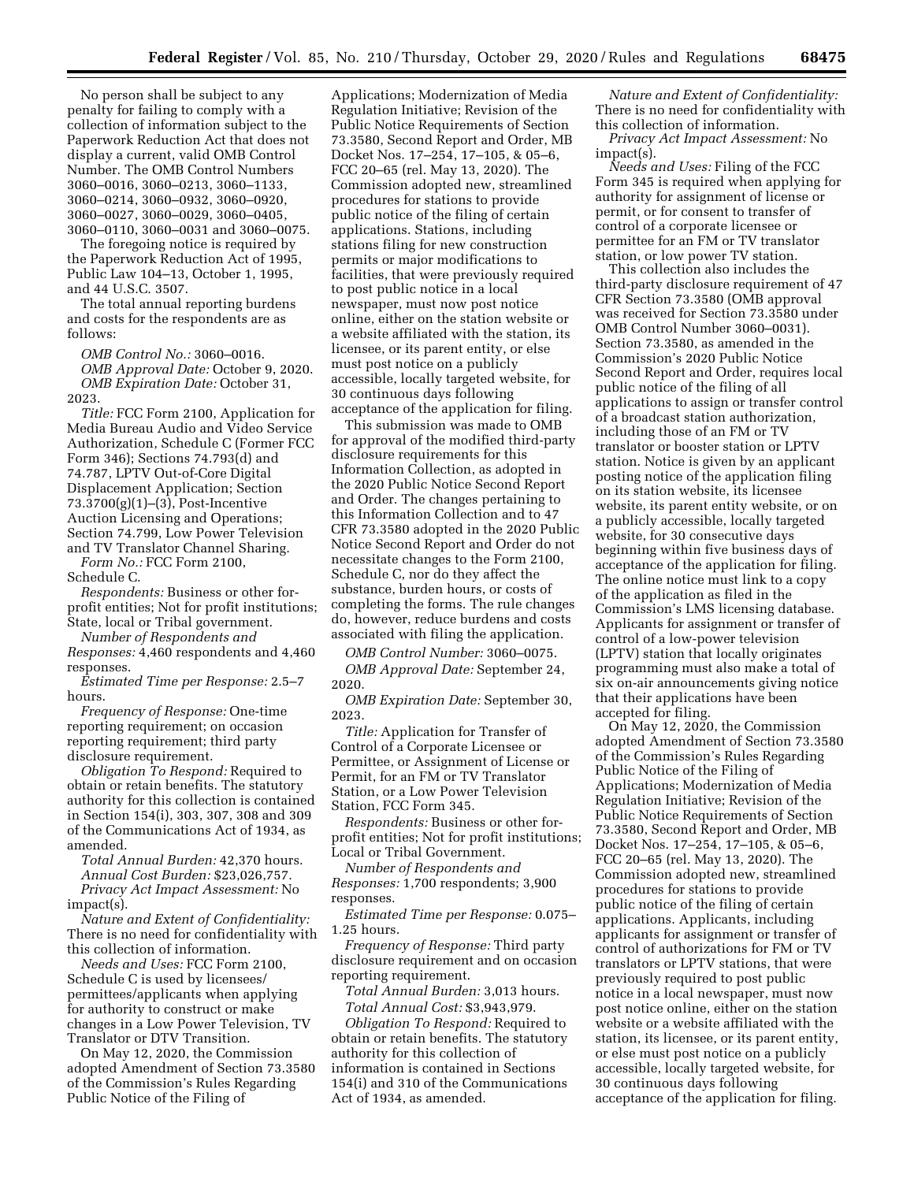No person shall be subject to any penalty for failing to comply with a collection of information subject to the Paperwork Reduction Act that does not display a current, valid OMB Control Number. The OMB Control Numbers 3060–0016, 3060–0213, 3060–1133, 3060–0214, 3060–0932, 3060–0920, 3060–0027, 3060–0029, 3060–0405, 3060–0110, 3060–0031 and 3060–0075.

The foregoing notice is required by the Paperwork Reduction Act of 1995, Public Law 104–13, October 1, 1995, and 44 U.S.C. 3507.

The total annual reporting burdens and costs for the respondents are as follows:

*OMB Control No.:* 3060–0016.

*OMB Approval Date:* October 9, 2020.

*OMB Expiration Date:* October 31, 2023.

*Title:* FCC Form 2100, Application for Media Bureau Audio and Video Service Authorization, Schedule C (Former FCC Form 346); Sections 74.793(d) and 74.787, LPTV Out-of-Core Digital Displacement Application; Section 73.3700(g)(1)–(3), Post-Incentive Auction Licensing and Operations; Section 74.799, Low Power Television and TV Translator Channel Sharing.

*Form No.:* FCC Form 2100, Schedule C.

*Respondents:* Business or other for-profit entities; Not for profit institutions; State, local or Tribal government.

*Number of Respondents and Responses:* 4,460 respondents and 4,460 responses.

*Estimated Time per Response:* 2.5–7 hours.

*Frequency of Response:* One-time reporting requirement; on occasion reporting requirement; third party disclosure requirement.

*Obligation To Respond:* Required to obtain or retain benefits. The statutory authority for this collection is contained in Section 154(i), 303, 307, 308 and 309 of the Communications Act of 1934, as amended.

*Total Annual Burden:* 42,370 hours.

*Annual Cost Burden:* $23,026,757.

*Privacy Act Impact Assessment:* No impact(s).

*Nature and Extent of Confidentiality:* There is no need for confidentiality with this collection of information.

*Needs and Uses:* FCC Form 2100, Schedule C is used by licensees/permittees/applicants when applying for authority to construct or make changes in a Low Power Television, TV Translator or DTV Transition.

On May 12, 2020, the Commission adopted Amendment of Section 73.3580 of the Commission's Rules Regarding Public Notice of the Filing of Applications; Modernization of Media Regulation Initiative; Revision of the Public Notice Requirements of Section 73.3580, Second Report and Order, MB Docket Nos. 17–254, 17–105, & 05–6, FCC 20–65 (rel. May 13, 2020). The Commission adopted new, streamlined procedures for stations to provide public notice of the filing of certain applications. Stations, including stations filing for new construction permits or major modifications to facilities, that were previously required to post public notice in a local newspaper, must now post notice online, either on the station website or a website affiliated with the station, its licensee, or its parent entity, or else must post notice on a publicly accessible, locally targeted website, for 30 continuous days following acceptance of the application for filing.

This submission was made to OMB for approval of the modified third-party disclosure requirements for this Information Collection, as adopted in the 2020 Public Notice Second Report and Order. The changes pertaining to this Information Collection and to 47 CFR 73.3580 adopted in the 2020 Public Notice Second Report and Order do not necessitate changes to the Form 2100, Schedule C, nor do they affect the substance, burden hours, or costs of completing the forms. The rule changes do, however, reduce burdens and costs associated with filing the application.

*OMB Control Number:* 3060–0075.

*OMB Approval Date:* September 24, 2020.

*OMB Expiration Date:* September 30, 2023.

*Title:* Application for Transfer of Control of a Corporate Licensee or Permittee, or Assignment of License or Permit, for an FM or TV Translator Station, or a Low Power Television Station, FCC Form 345.

*Respondents:* Business or other for-profit entities; Not for profit institutions; Local or Tribal Government.

*Number of Respondents and Responses:* 1,700 respondents; 3,900 responses.

*Estimated Time per Response:* 0.075–1.25 hours.

*Frequency of Response:* Third party disclosure requirement and on occasion reporting requirement.

*Total Annual Burden:* 3,013 hours.

*Total Annual Cost:* $3,943,979.

*Obligation To Respond:* Required to obtain or retain benefits. The statutory authority for this collection of information is contained in Sections 154(i) and 310 of the Communications Act of 1934, as amended.

*Nature and Extent of Confidentiality:* There is no need for confidentiality with this collection of information.

*Privacy Act Impact Assessment:* No impact(s).

*Needs and Uses:* Filing of the FCC Form 345 is required when applying for authority for assignment of license or permit, or for consent to transfer of control of a corporate licensee or permittee for an FM or TV translator station, or low power TV station.

This collection also includes the third-party disclosure requirement of 47 CFR Section 73.3580 (OMB approval was received for Section 73.3580 under OMB Control Number 3060–0031). Section 73.3580, as amended in the Commission's 2020 Public Notice Second Report and Order, requires local public notice of the filing of all applications to assign or transfer control of a broadcast station authorization, including those of an FM or TV translator or booster station or LPTV station. Notice is given by an applicant posting notice of the application filing on its station website, its licensee website, its parent entity website, or on a publicly accessible, locally targeted website, for 30 consecutive days beginning within five business days of acceptance of the application for filing. The online notice must link to a copy of the application as filed in the Commission's LMS licensing database. Applicants for assignment or transfer of control of a low-power television (LPTV) station that locally originates programming must also make a total of six on-air announcements giving notice that their applications have been accepted for filing.

On May 12, 2020, the Commission adopted Amendment of Section 73.3580 of the Commission's Rules Regarding Public Notice of the Filing of Applications; Modernization of Media Regulation Initiative; Revision of the Public Notice Requirements of Section 73.3580, Second Report and Order, MB Docket Nos. 17–254, 17–105, & 05–6, FCC 20–65 (rel. May 13, 2020). The Commission adopted new, streamlined procedures for stations to provide public notice of the filing of certain applications. Applicants, including applicants for assignment or transfer of control of authorizations for FM or TV translators or LPTV stations, that were previously required to post public notice in a local newspaper, must now post notice online, either on the station website or a website affiliated with the station, its licensee, or its parent entity, or else must post notice on a publicly accessible, locally targeted website, for 30 continuous days following acceptance of the application for filing.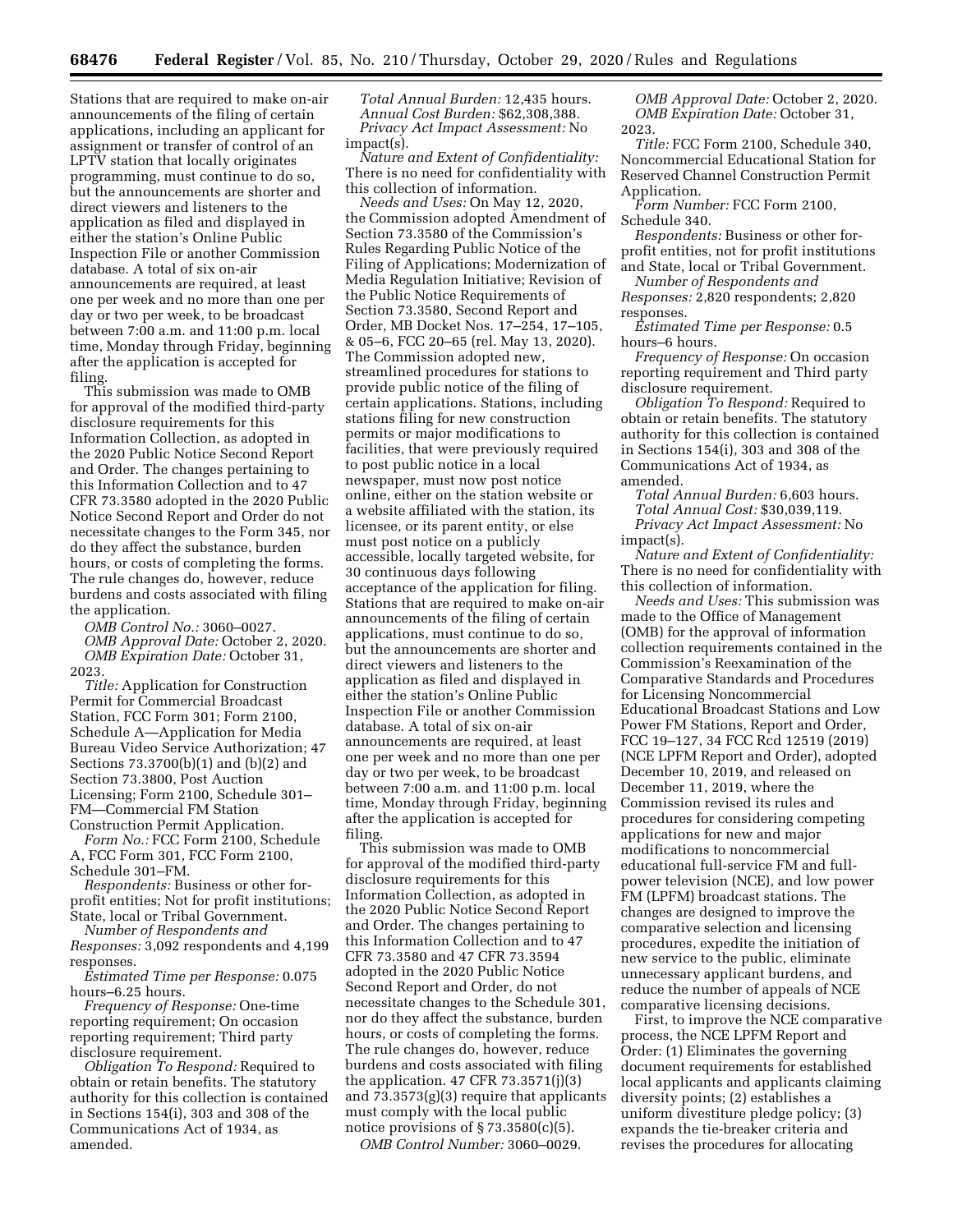Stations that are required to make on-air announcements of the filing of certain applications, including an applicant for assignment or transfer of control of an LPTV station that locally originates programming, must continue to do so, but the announcements are shorter and direct viewers and listeners to the application as filed and displayed in either the station's Online Public Inspection File or another Commission database. A total of six on-air announcements are required, at least one per week and no more than one per day or two per week, to be broadcast between 7:00 a.m. and 11:00 p.m. local time, Monday through Friday, beginning after the application is accepted for filing.

This submission was made to OMB for approval of the modified third-party disclosure requirements for this Information Collection, as adopted in the 2020 Public Notice Second Report and Order. The changes pertaining to this Information Collection and to 47 CFR 73.3580 adopted in the 2020 Public Notice Second Report and Order do not necessitate changes to the Form 345, nor do they affect the substance, burden hours, or costs of completing the forms. The rule changes do, however, reduce burdens and costs associated with filing the application.

*OMB Control No.:* 3060–0027.

*OMB Approval Date:* October 2, 2020.

*OMB Expiration Date:* October 31, 2023.

*Title:* Application for Construction Permit for Commercial Broadcast Station, FCC Form 301; Form 2100, Schedule A—Application for Media Bureau Video Service Authorization; 47 Sections 73.3700(b)(1) and (b)(2) and Section 73.3800, Post Auction Licensing; Form 2100, Schedule 301–FM—Commercial FM Station Construction Permit Application.

*Form No.:* FCC Form 2100, Schedule A, FCC Form 301, FCC Form 2100, Schedule 301–FM.

*Respondents:* Business or other for-profit entities; Not for profit institutions; State, local or Tribal Government.

*Number of Respondents and Responses:* 3,092 respondents and 4,199 responses.

*Estimated Time per Response:* 0.075 hours–6.25 hours.

*Frequency of Response:* One-time reporting requirement; On occasion reporting requirement; Third party disclosure requirement.

*Obligation To Respond:* Required to obtain or retain benefits. The statutory authority for this collection is contained in Sections 154(i), 303 and 308 of the Communications Act of 1934, as amended.

*Total Annual Burden:* 12,435 hours.

*Annual Cost Burden:* $62,308,388.

*Privacy Act Impact Assessment:* No impact(s).

*Nature and Extent of Confidentiality:* There is no need for confidentiality with this collection of information.

*Needs and Uses:* On May 12, 2020, the Commission adopted Amendment of Section 73.3580 of the Commission's Rules Regarding Public Notice of the Filing of Applications; Modernization of Media Regulation Initiative; Revision of the Public Notice Requirements of Section 73.3580, Second Report and Order, MB Docket Nos. 17–254, 17–105, & 05–6, FCC 20–65 (rel. May 13, 2020). The Commission adopted new, streamlined procedures for stations to provide public notice of the filing of certain applications. Stations, including stations filing for new construction permits or major modifications to facilities, that were previously required to post public notice in a local newspaper, must now post notice online, either on the station website or a website affiliated with the station, its licensee, or its parent entity, or else must post notice on a publicly accessible, locally targeted website, for 30 continuous days following acceptance of the application for filing. Stations that are required to make on-air announcements of the filing of certain applications, must continue to do so, but the announcements are shorter and direct viewers and listeners to the application as filed and displayed in either the station's Online Public Inspection File or another Commission database. A total of six on-air announcements are required, at least one per week and no more than one per day or two per week, to be broadcast between 7:00 a.m. and 11:00 p.m. local time, Monday through Friday, beginning after the application is accepted for filing.

This submission was made to OMB for approval of the modified third-party disclosure requirements for this Information Collection, as adopted in the 2020 Public Notice Second Report and Order. The changes pertaining to this Information Collection and to 47 CFR 73.3580 and 47 CFR 73.3594 adopted in the 2020 Public Notice Second Report and Order, do not necessitate changes to the Schedule 301, nor do they affect the substance, burden hours, or costs of completing the forms. The rule changes do, however, reduce burdens and costs associated with filing the application. 47 CFR 73.3571(j)(3) and 73.3573(g)(3) require that applicants must comply with the local public notice provisions of § 73.3580(c)(5).

*OMB Control Number:* 3060–0029.

*OMB Approval Date:* October 2, 2020.

*OMB Expiration Date:* October 31, 2023.

*Title:* FCC Form 2100, Schedule 340, Noncommercial Educational Station for Reserved Channel Construction Permit Application.

*Form Number:* FCC Form 2100, Schedule 340.

*Respondents:* Business or other for-profit entities, not for profit institutions and State, local or Tribal Government.

*Number of Respondents and Responses:* 2,820 respondents; 2,820 responses.

*Estimated Time per Response:* 0.5 hours–6 hours.

*Frequency of Response:* On occasion reporting requirement and Third party disclosure requirement.

*Obligation To Respond:* Required to obtain or retain benefits. The statutory authority for this collection is contained in Sections 154(i), 303 and 308 of the Communications Act of 1934, as amended.

*Total Annual Burden:* 6,603 hours.

*Total Annual Cost:* $30,039,119.

*Privacy Act Impact Assessment:* No impact(s).

*Nature and Extent of Confidentiality:* There is no need for confidentiality with this collection of information.

*Needs and Uses:* This submission was made to the Office of Management (OMB) for the approval of information collection requirements contained in the Commission's Reexamination of the Comparative Standards and Procedures for Licensing Noncommercial Educational Broadcast Stations and Low Power FM Stations, Report and Order, FCC 19–127, 34 FCC Rcd 12519 (2019) (NCE LPFM Report and Order), adopted December 10, 2019, and released on December 11, 2019, where the Commission revised its rules and procedures for considering competing applications for new and major modifications to noncommercial educational full-service FM and full-power television (NCE), and low power FM (LPFM) broadcast stations. The changes are designed to improve the comparative selection and licensing procedures, expedite the initiation of new service to the public, eliminate unnecessary applicant burdens, and reduce the number of appeals of NCE comparative licensing decisions.

First, to improve the NCE comparative process, the NCE LPFM Report and Order: (1) Eliminates the governing document requirements for established local applicants and applicants claiming diversity points; (2) establishes a uniform divestiture pledge policy; (3) expands the tie-breaker criteria and revises the procedures for allocating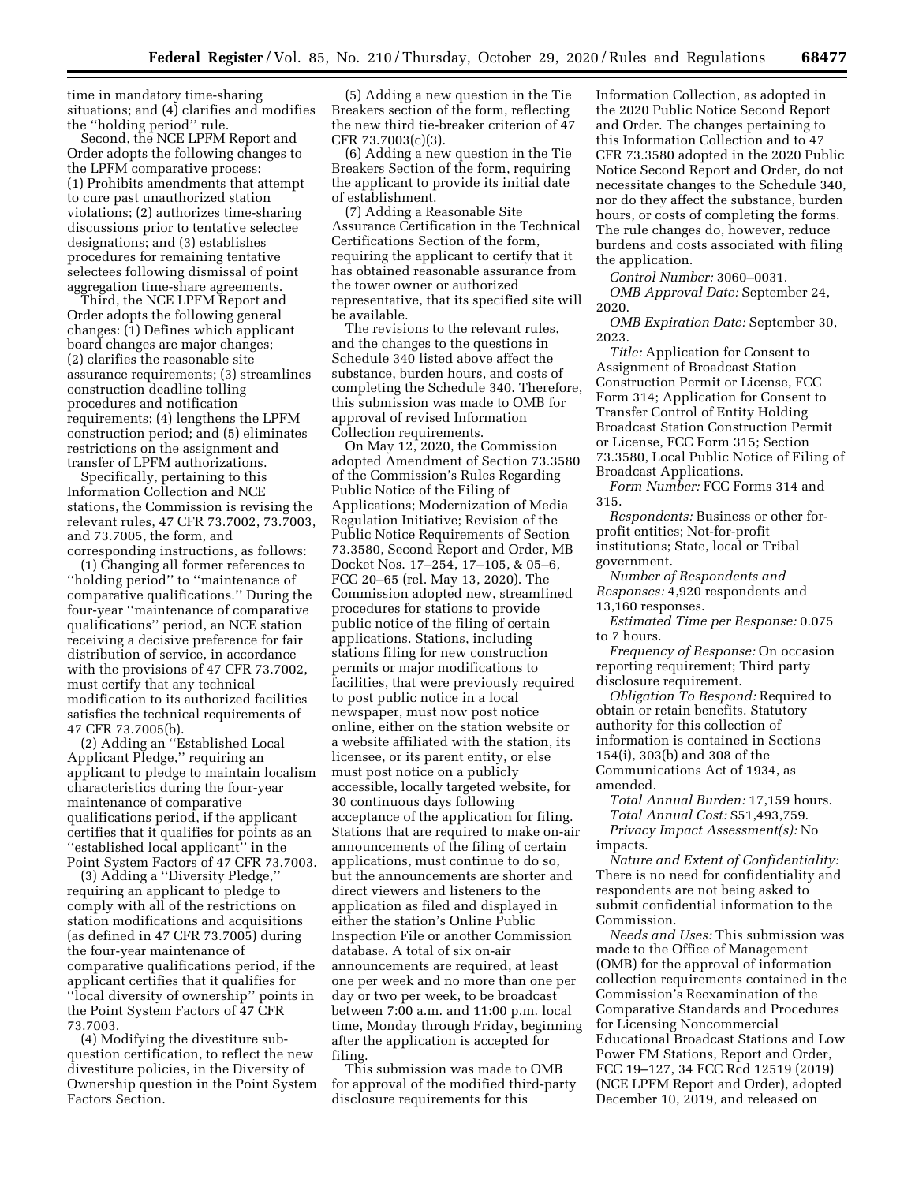time in mandatory time-sharing situations; and (4) clarifies and modifies the ''holding period'' rule.

Second, the NCE LPFM Report and Order adopts the following changes to the LPFM comparative process: (1) Prohibits amendments that attempt to cure past unauthorized station violations; (2) authorizes time-sharing discussions prior to tentative selectee designations; and (3) establishes procedures for remaining tentative selectees following dismissal of point aggregation time-share agreements.

Third, the NCE LPFM Report and Order adopts the following general changes: (1) Defines which applicant board changes are major changes; (2) clarifies the reasonable site assurance requirements; (3) streamlines construction deadline tolling procedures and notification requirements; (4) lengthens the LPFM construction period; and (5) eliminates restrictions on the assignment and transfer of LPFM authorizations.

Specifically, pertaining to this Information Collection and NCE stations, the Commission is revising the relevant rules, 47 CFR 73.7002, 73.7003, and 73.7005, the form, and corresponding instructions, as follows:

(1) Changing all former references to ''holding period'' to ''maintenance of comparative qualifications.'' During the four-year ''maintenance of comparative qualifications'' period, an NCE station receiving a decisive preference for fair distribution of service, in accordance with the provisions of 47 CFR 73.7002, must certify that any technical modification to its authorized facilities satisfies the technical requirements of 47 CFR 73.7005(b).

(2) Adding an ''Established Local Applicant Pledge,'' requiring an applicant to pledge to maintain localism characteristics during the four-year maintenance of comparative qualifications period, if the applicant certifies that it qualifies for points as an ''established local applicant'' in the Point System Factors of 47 CFR 73.7003.

(3) Adding a ''Diversity Pledge,'' requiring an applicant to pledge to comply with all of the restrictions on station modifications and acquisitions (as defined in 47 CFR 73.7005) during the four-year maintenance of comparative qualifications period, if the applicant certifies that it qualifies for ''local diversity of ownership'' points in the Point System Factors of 47 CFR 73.7003.

(4) Modifying the divestiture sub-question certification, to reflect the new divestiture policies, in the Diversity of Ownership question in the Point System Factors Section.

(5) Adding a new question in the Tie Breakers section of the form, reflecting the new third tie-breaker criterion of 47 CFR 73.7003(c)(3).

(6) Adding a new question in the Tie Breakers Section of the form, requiring the applicant to provide its initial date of establishment.

(7) Adding a Reasonable Site Assurance Certification in the Technical Certifications Section of the form, requiring the applicant to certify that it has obtained reasonable assurance from the tower owner or authorized representative, that its specified site will be available.

The revisions to the relevant rules, and the changes to the questions in Schedule 340 listed above affect the substance, burden hours, and costs of completing the Schedule 340. Therefore, this submission was made to OMB for approval of revised Information Collection requirements.

On May 12, 2020, the Commission adopted Amendment of Section 73.3580 of the Commission's Rules Regarding Public Notice of the Filing of Applications; Modernization of Media Regulation Initiative; Revision of the Public Notice Requirements of Section 73.3580, Second Report and Order, MB Docket Nos. 17–254, 17–105, & 05–6, FCC 20–65 (rel. May 13, 2020). The Commission adopted new, streamlined procedures for stations to provide public notice of the filing of certain applications. Stations, including stations filing for new construction permits or major modifications to facilities, that were previously required to post public notice in a local newspaper, must now post notice online, either on the station website or a website affiliated with the station, its licensee, or its parent entity, or else must post notice on a publicly accessible, locally targeted website, for 30 continuous days following acceptance of the application for filing. Stations that are required to make on-air announcements of the filing of certain applications, must continue to do so, but the announcements are shorter and direct viewers and listeners to the application as filed and displayed in either the station's Online Public Inspection File or another Commission database. A total of six on-air announcements are required, at least one per week and no more than one per day or two per week, to be broadcast between 7:00 a.m. and 11:00 p.m. local time, Monday through Friday, beginning after the application is accepted for filing.

This submission was made to OMB for approval of the modified third-party disclosure requirements for this Information Collection, as adopted in the 2020 Public Notice Second Report and Order. The changes pertaining to this Information Collection and to 47 CFR 73.3580 adopted in the 2020 Public Notice Second Report and Order, do not necessitate changes to the Schedule 340, nor do they affect the substance, burden hours, or costs of completing the forms. The rule changes do, however, reduce burdens and costs associated with filing the application.

*Control Number:* 3060–0031.

*OMB Approval Date:* September 24, 2020.

*OMB Expiration Date:* September 30, 2023.

*Title:* Application for Consent to Assignment of Broadcast Station Construction Permit or License, FCC Form 314; Application for Consent to Transfer Control of Entity Holding Broadcast Station Construction Permit or License, FCC Form 315; Section 73.3580, Local Public Notice of Filing of Broadcast Applications.

*Form Number:* FCC Forms 314 and 315.

*Respondents:* Business or other for-profit entities; Not-for-profit institutions; State, local or Tribal government.

*Number of Respondents and Responses:* 4,920 respondents and 13,160 responses.

*Estimated Time per Response:* 0.075 to 7 hours.

*Frequency of Response:* On occasion reporting requirement; Third party disclosure requirement.

*Obligation To Respond:* Required to obtain or retain benefits. Statutory authority for this collection of information is contained in Sections 154(i), 303(b) and 308 of the Communications Act of 1934, as amended.

*Total Annual Burden:* 17,159 hours.

*Total Annual Cost:* $51,493,759.

*Privacy Impact Assessment(s):* No impacts.

*Nature and Extent of Confidentiality:* There is no need for confidentiality and respondents are not being asked to submit confidential information to the Commission.

*Needs and Uses:* This submission was made to the Office of Management (OMB) for the approval of information collection requirements contained in the Commission's Reexamination of the Comparative Standards and Procedures for Licensing Noncommercial Educational Broadcast Stations and Low Power FM Stations, Report and Order, FCC 19–127, 34 FCC Rcd 12519 (2019) (NCE LPFM Report and Order), adopted December 10, 2019, and released on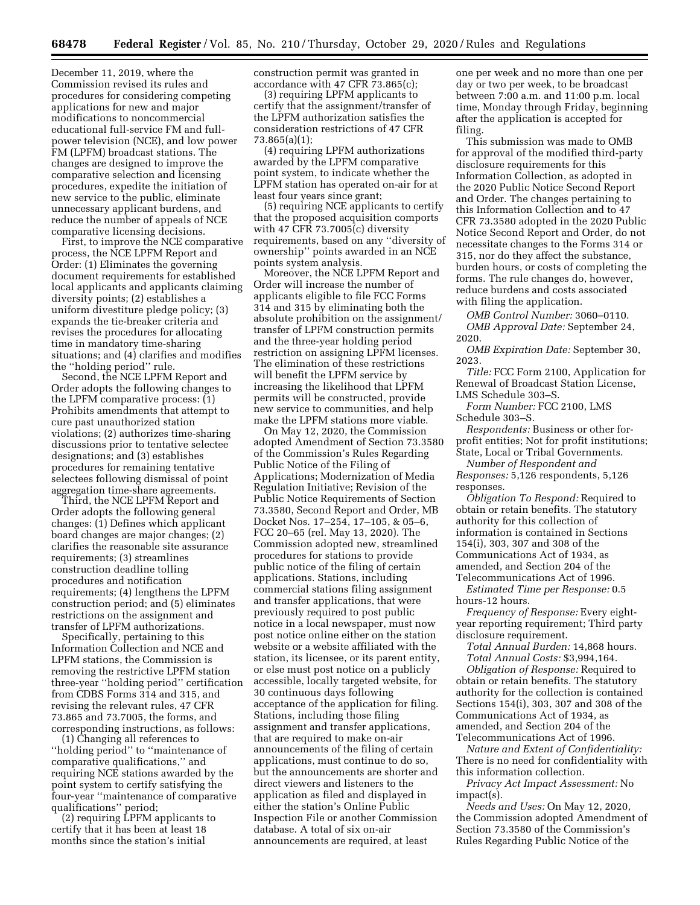December 11, 2019, where the Commission revised its rules and procedures for considering competing applications for new and major modifications to noncommercial educational full-service FM and full-power television (NCE), and low power FM (LPFM) broadcast stations. The changes are designed to improve the comparative selection and licensing procedures, expedite the initiation of new service to the public, eliminate unnecessary applicant burdens, and reduce the number of appeals of NCE comparative licensing decisions.

First, to improve the NCE comparative process, the NCE LPFM Report and Order: (1) Eliminates the governing document requirements for established local applicants and applicants claiming diversity points; (2) establishes a uniform divestiture pledge policy; (3) expands the tie-breaker criteria and revises the procedures for allocating time in mandatory time-sharing situations; and (4) clarifies and modifies the ''holding period'' rule.

Second, the NCE LPFM Report and Order adopts the following changes to the LPFM comparative process: (1) Prohibits amendments that attempt to cure past unauthorized station violations; (2) authorizes time-sharing discussions prior to tentative selectee designations; and (3) establishes procedures for remaining tentative selectees following dismissal of point aggregation time-share agreements.

Third, the NCE LPFM Report and Order adopts the following general changes: (1) Defines which applicant board changes are major changes; (2) clarifies the reasonable site assurance requirements; (3) streamlines construction deadline tolling procedures and notification requirements; (4) lengthens the LPFM construction period; and (5) eliminates restrictions on the assignment and transfer of LPFM authorizations.

Specifically, pertaining to this Information Collection and NCE and LPFM stations, the Commission is removing the restrictive LPFM station three-year ''holding period'' certification from CDBS Forms 314 and 315, and revising the relevant rules, 47 CFR 73.865 and 73.7005, the forms, and corresponding instructions, as follows:

(1) Changing all references to ''holding period'' to ''maintenance of comparative qualifications,'' and requiring NCE stations awarded by the point system to certify satisfying the four-year ''maintenance of comparative qualifications'' period;

(2) requiring LPFM applicants to certify that it has been at least 18 months since the station's initial construction permit was granted in accordance with 47 CFR 73.865(c);

(3) requiring LPFM applicants to certify that the assignment/transfer of the LPFM authorization satisfies the consideration restrictions of 47 CFR 73.865(a)(1);

(4) requiring LPFM authorizations awarded by the LPFM comparative point system, to indicate whether the LPFM station has operated on-air for at least four years since grant;

(5) requiring NCE applicants to certify that the proposed acquisition comports with 47 CFR 73.7005(c) diversity requirements, based on any ''diversity of ownership'' points awarded in an NCE points system analysis.

Moreover, the NCE LPFM Report and Order will increase the number of applicants eligible to file FCC Forms 314 and 315 by eliminating both the absolute prohibition on the assignment/transfer of LPFM construction permits and the three-year holding period restriction on assigning LPFM licenses. The elimination of these restrictions will benefit the LPFM service by increasing the likelihood that LPFM permits will be constructed, provide new service to communities, and help make the LPFM stations more viable.

On May 12, 2020, the Commission adopted Amendment of Section 73.3580 of the Commission's Rules Regarding Public Notice of the Filing of Applications; Modernization of Media Regulation Initiative; Revision of the Public Notice Requirements of Section 73.3580, Second Report and Order, MB Docket Nos. 17–254, 17–105, & 05–6, FCC 20–65 (rel. May 13, 2020). The Commission adopted new, streamlined procedures for stations to provide public notice of the filing of certain applications. Stations, including commercial stations filing assignment and transfer applications, that were previously required to post public notice in a local newspaper, must now post notice online either on the station website or a website affiliated with the station, its licensee, or its parent entity, or else must post notice on a publicly accessible, locally targeted website, for 30 continuous days following acceptance of the application for filing. Stations, including those filing assignment and transfer applications, that are required to make on-air announcements of the filing of certain applications, must continue to do so, but the announcements are shorter and direct viewers and listeners to the application as filed and displayed in either the station's Online Public Inspection File or another Commission database. A total of six on-air announcements are required, at least one per week and no more than one per day or two per week, to be broadcast between 7:00 a.m. and 11:00 p.m. local time, Monday through Friday, beginning after the application is accepted for filing.

This submission was made to OMB for approval of the modified third-party disclosure requirements for this Information Collection, as adopted in the 2020 Public Notice Second Report and Order. The changes pertaining to this Information Collection and to 47 CFR 73.3580 adopted in the 2020 Public Notice Second Report and Order, do not necessitate changes to the Forms 314 or 315, nor do they affect the substance, burden hours, or costs of completing the forms. The rule changes do, however, reduce burdens and costs associated with filing the application.

*OMB Control Number:* 3060–0110.

*OMB Approval Date:* September 24, 2020.

*OMB Expiration Date:* September 30, 2023.

*Title:* FCC Form 2100, Application for Renewal of Broadcast Station License, LMS Schedule 303–S.

*Form Number:* FCC 2100, LMS Schedule 303–S.

*Respondents:* Business or other for-profit entities; Not for profit institutions; State, Local or Tribal Governments.

*Number of Respondent and Responses:* 5,126 respondents, 5,126 responses.

*Obligation To Respond:* Required to obtain or retain benefits. The statutory authority for this collection of information is contained in Sections 154(i), 303, 307 and 308 of the Communications Act of 1934, as amended, and Section 204 of the Telecommunications Act of 1996.

*Estimated Time per Response:* 0.5 hours-12 hours.

*Frequency of Response:* Every eight-year reporting requirement; Third party disclosure requirement.

*Total Annual Burden:* 14,868 hours.

*Total Annual Costs:* $3,994,164.

*Obligation of Response:* Required to obtain or retain benefits. The statutory authority for the collection is contained Sections 154(i), 303, 307 and 308 of the Communications Act of 1934, as amended, and Section 204 of the Telecommunications Act of 1996.

*Nature and Extent of Confidentiality:* There is no need for confidentiality with this information collection.

*Privacy Act Impact Assessment:* No impact(s).

*Needs and Uses:* On May 12, 2020, the Commission adopted Amendment of Section 73.3580 of the Commission's Rules Regarding Public Notice of the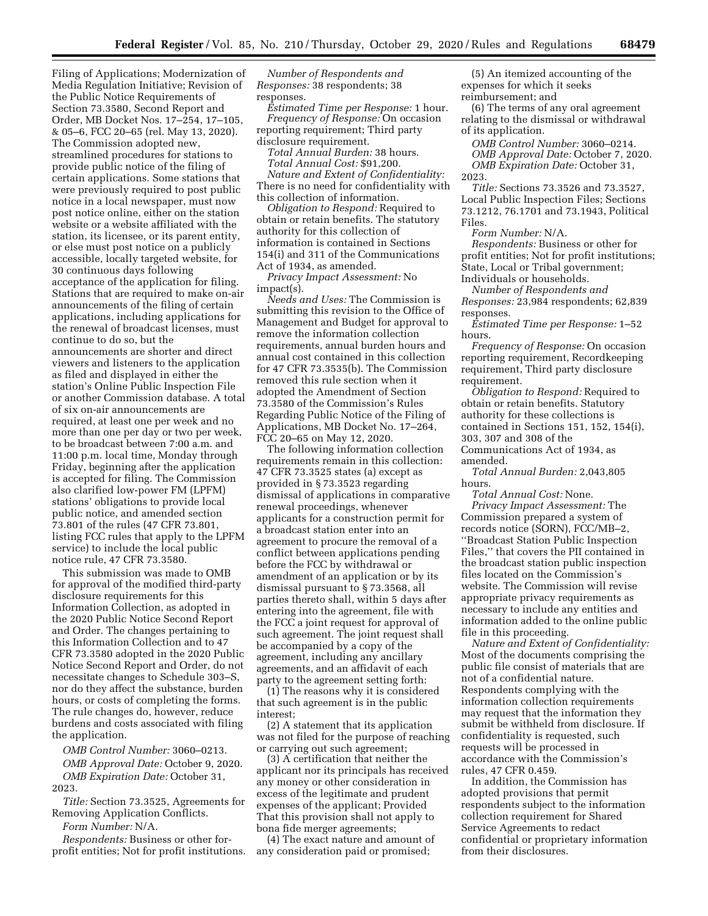Filing of Applications; Modernization of Media Regulation Initiative; Revision of the Public Notice Requirements of Section 73.3580, Second Report and Order, MB Docket Nos. 17–254, 17–105, & 05–6, FCC 20–65 (rel. May 13, 2020). The Commission adopted new, streamlined procedures for stations to provide public notice of the filing of certain applications. Some stations that were previously required to post public notice in a local newspaper, must now post notice online, either on the station website or a website affiliated with the station, its licensee, or its parent entity, or else must post notice on a publicly accessible, locally targeted website, for 30 continuous days following acceptance of the application for filing. Stations that are required to make on-air announcements of the filing of certain applications, including applications for the renewal of broadcast licenses, must continue to do so, but the announcements are shorter and direct viewers and listeners to the application as filed and displayed in either the station's Online Public Inspection File or another Commission database. A total of six on-air announcements are required, at least one per week and no more than one per day or two per week, to be broadcast between 7:00 a.m. and 11:00 p.m. local time, Monday through Friday, beginning after the application is accepted for filing. The Commission also clarified low-power FM (LPFM) stations' obligations to provide local public notice, and amended section 73.801 of the rules (47 CFR 73.801, listing FCC rules that apply to the LPFM service) to include the local public notice rule, 47 CFR 73.3580.

This submission was made to OMB for approval of the modified third-party disclosure requirements for this Information Collection, as adopted in the 2020 Public Notice Second Report and Order. The changes pertaining to this Information Collection and to 47 CFR 73.3580 adopted in the 2020 Public Notice Second Report and Order, do not necessitate changes to Schedule 303–S, nor do they affect the substance, burden hours, or costs of completing the forms. The rule changes do, however, reduce burdens and costs associated with filing the application.

*OMB Control Number:* 3060–0213.

*OMB Approval Date:* October 9, 2020.

*OMB Expiration Date:* October 31, 2023.

*Title:* Section 73.3525, Agreements for Removing Application Conflicts.

*Form Number:* N/A.

*Respondents:* Business or other for-profit entities; Not for profit institutions.

*Number of Respondents and Responses:* 38 respondents; 38 responses.

*Estimated Time per Response:* 1 hour.

*Frequency of Response:* On occasion reporting requirement; Third party disclosure requirement.

*Total Annual Burden:* 38 hours.

*Total Annual Cost:* $91,200.

*Nature and Extent of Confidentiality:* There is no need for confidentiality with this collection of information.

*Obligation to Respond:* Required to obtain or retain benefits. The statutory authority for this collection of information is contained in Sections 154(i) and 311 of the Communications Act of 1934, as amended.

*Privacy Impact Assessment:* No impact(s).

*Needs and Uses:* The Commission is submitting this revision to the Office of Management and Budget for approval to remove the information collection requirements, annual burden hours and annual cost contained in this collection for 47 CFR 73.3535(b). The Commission removed this rule section when it adopted the Amendment of Section 73.3580 of the Commission's Rules Regarding Public Notice of the Filing of Applications, MB Docket No. 17–264, FCC 20–65 on May 12, 2020.

The following information collection requirements remain in this collection: 47 CFR 73.3525 states (a) except as provided in § 73.3523 regarding dismissal of applications in comparative renewal proceedings, whenever applicants for a construction permit for a broadcast station enter into an agreement to procure the removal of a conflict between applications pending before the FCC by withdrawal or amendment of an application or by its dismissal pursuant to § 73.3568, all parties thereto shall, within 5 days after entering into the agreement, file with the FCC a joint request for approval of such agreement. The joint request shall be accompanied by a copy of the agreement, including any ancillary agreements, and an affidavit of each party to the agreement setting forth:

(1) The reasons why it is considered that such agreement is in the public interest;

(2) A statement that its application was not filed for the purpose of reaching or carrying out such agreement;

(3) A certification that neither the applicant nor its principals has received any money or other consideration in excess of the legitimate and prudent expenses of the applicant; Provided That this provision shall not apply to bona fide merger agreements;

(4) The exact nature and amount of any consideration paid or promised;

(5) An itemized accounting of the expenses for which it seeks reimbursement; and

(6) The terms of any oral agreement relating to the dismissal or withdrawal of its application.

*OMB Control Number:* 3060–0214.

*OMB Approval Date:* October 7, 2020.

*OMB Expiration Date:* October 31, 2023.

*Title:* Sections 73.3526 and 73.3527, Local Public Inspection Files; Sections 73.1212, 76.1701 and 73.1943, Political Files.

*Form Number:* N/A.

*Respondents:* Business or other for profit entities; Not for profit institutions; State, Local or Tribal government; Individuals or households.

*Number of Respondents and Responses:* 23,984 respondents; 62,839 responses.

*Estimated Time per Response:* 1–52 hours.

*Frequency of Response:* On occasion reporting requirement, Recordkeeping requirement, Third party disclosure requirement.

*Obligation to Respond:* Required to obtain or retain benefits. Statutory authority for these collections is contained in Sections 151, 152, 154(i), 303, 307 and 308 of the Communications Act of 1934, as amended.

*Total Annual Burden:* 2,043,805 hours.

*Total Annual Cost:* None.

*Privacy Impact Assessment:* The Commission prepared a system of records notice (SORN), FCC/MB–2, ''Broadcast Station Public Inspection Files,'' that covers the PII contained in the broadcast station public inspection files located on the Commission's website. The Commission will revise appropriate privacy requirements as necessary to include any entities and information added to the online public file in this proceeding.

*Nature and Extent of Confidentiality:* Most of the documents comprising the public file consist of materials that are not of a confidential nature. Respondents complying with the information collection requirements may request that the information they submit be withheld from disclosure. If confidentiality is requested, such requests will be processed in accordance with the Commission's rules, 47 CFR 0.459.

In addition, the Commission has adopted provisions that permit respondents subject to the information collection requirement for Shared Service Agreements to redact confidential or proprietary information from their disclosures.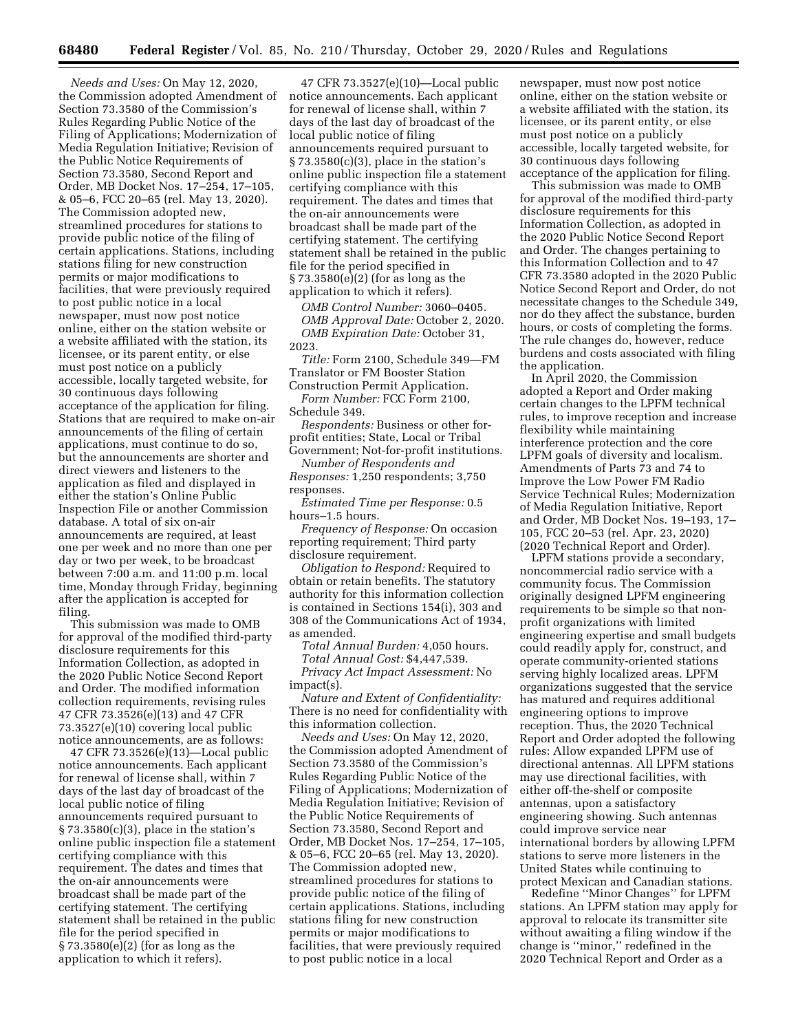*Needs and Uses:* On May 12, 2020, the Commission adopted Amendment of Section 73.3580 of the Commission's Rules Regarding Public Notice of the Filing of Applications; Modernization of Media Regulation Initiative; Revision of the Public Notice Requirements of Section 73.3580, Second Report and Order, MB Docket Nos. 17–254, 17–105, & 05–6, FCC 20–65 (rel. May 13, 2020). The Commission adopted new, streamlined procedures for stations to provide public notice of the filing of certain applications. Stations, including stations filing for new construction permits or major modifications to facilities, that were previously required to post public notice in a local newspaper, must now post notice online, either on the station website or a website affiliated with the station, its licensee, or its parent entity, or else must post notice on a publicly accessible, locally targeted website, for 30 continuous days following acceptance of the application for filing. Stations that are required to make on-air announcements of the filing of certain applications, must continue to do so, but the announcements are shorter and direct viewers and listeners to the application as filed and displayed in either the station's Online Public Inspection File or another Commission database. A total of six on-air announcements are required, at least one per week and no more than one per day or two per week, to be broadcast between 7:00 a.m. and 11:00 p.m. local time, Monday through Friday, beginning after the application is accepted for filing.

This submission was made to OMB for approval of the modified third-party disclosure requirements for this Information Collection, as adopted in the 2020 Public Notice Second Report and Order. The modified information collection requirements, revising rules 47 CFR 73.3526(e)(13) and 47 CFR 73.3527(e)(10) covering local public notice announcements, are as follows:

47 CFR 73.3526(e)(13)—Local public notice announcements. Each applicant for renewal of license shall, within 7 days of the last day of broadcast of the local public notice of filing announcements required pursuant to § 73.3580(c)(3), place in the station's online public inspection file a statement certifying compliance with this requirement. The dates and times that the on-air announcements were broadcast shall be made part of the certifying statement. The certifying statement shall be retained in the public file for the period specified in § 73.3580(e)(2) (for as long as the application to which it refers).

47 CFR 73.3527(e)(10)—Local public notice announcements. Each applicant for renewal of license shall, within 7 days of the last day of broadcast of the local public notice of filing announcements required pursuant to § 73.3580(c)(3), place in the station's online public inspection file a statement certifying compliance with this requirement. The dates and times that the on-air announcements were broadcast shall be made part of the certifying statement. The certifying statement shall be retained in the public file for the period specified in § 73.3580(e)(2) (for as long as the application to which it refers).

*OMB Control Number:* 3060–0405.

*OMB Approval Date:* October 2, 2020.

*OMB Expiration Date:* October 31, 2023.

*Title:* Form 2100, Schedule 349—FM Translator or FM Booster Station Construction Permit Application.

*Form Number:* FCC Form 2100, Schedule 349.

*Respondents:* Business or other for-profit entities; State, Local or Tribal Government; Not-for-profit institutions.

*Number of Respondents and Responses:* 1,250 respondents; 3,750 responses.

*Estimated Time per Response:* 0.5 hours–1.5 hours.

*Frequency of Response:* On occasion reporting requirement; Third party disclosure requirement.

*Obligation to Respond:* Required to obtain or retain benefits. The statutory authority for this information collection is contained in Sections 154(i), 303 and 308 of the Communications Act of 1934, as amended.

*Total Annual Burden:* 4,050 hours.

*Total Annual Cost:* $4,447,539.

*Privacy Act Impact Assessment:* No impact(s).

*Nature and Extent of Confidentiality:* There is no need for confidentiality with this information collection.

*Needs and Uses:* On May 12, 2020, the Commission adopted Amendment of Section 73.3580 of the Commission's Rules Regarding Public Notice of the Filing of Applications; Modernization of Media Regulation Initiative; Revision of the Public Notice Requirements of Section 73.3580, Second Report and Order, MB Docket Nos. 17–254, 17–105, & 05–6, FCC 20–65 (rel. May 13, 2020). The Commission adopted new, streamlined procedures for stations to provide public notice of the filing of certain applications. Stations, including stations filing for new construction permits or major modifications to facilities, that were previously required to post public notice in a local newspaper, must now post notice online, either on the station website or a website affiliated with the station, its licensee, or its parent entity, or else must post notice on a publicly accessible, locally targeted website, for 30 continuous days following acceptance of the application for filing.

This submission was made to OMB for approval of the modified third-party disclosure requirements for this Information Collection, as adopted in the 2020 Public Notice Second Report and Order. The changes pertaining to this Information Collection and to 47 CFR 73.3580 adopted in the 2020 Public Notice Second Report and Order, do not necessitate changes to the Schedule 349, nor do they affect the substance, burden hours, or costs of completing the forms. The rule changes do, however, reduce burdens and costs associated with filing the application.

In April 2020, the Commission adopted a Report and Order making certain changes to the LPFM technical rules, to improve reception and increase flexibility while maintaining interference protection and the core LPFM goals of diversity and localism. Amendments of Parts 73 and 74 to Improve the Low Power FM Radio Service Technical Rules; Modernization of Media Regulation Initiative, Report and Order, MB Docket Nos. 19–193, 17–105, FCC 20–53 (rel. Apr. 23, 2020) (2020 Technical Report and Order).

LPFM stations provide a secondary, noncommercial radio service with a community focus. The Commission originally designed LPFM engineering requirements to be simple so that non-profit organizations with limited engineering expertise and small budgets could readily apply for, construct, and operate community-oriented stations serving highly localized areas. LPFM organizations suggested that the service has matured and requires additional engineering options to improve reception. Thus, the 2020 Technical Report and Order adopted the following rules: Allow expanded LPFM use of directional antennas. All LPFM stations may use directional facilities, with either off-the-shelf or composite antennas, upon a satisfactory engineering showing. Such antennas could improve service near international borders by allowing LPFM stations to serve more listeners in the United States while continuing to protect Mexican and Canadian stations.

Redefine "Minor Changes" for LPFM stations. An LPFM station may apply for approval to relocate its transmitter site without awaiting a filing window if the change is "minor," redefined in the 2020 Technical Report and Order as a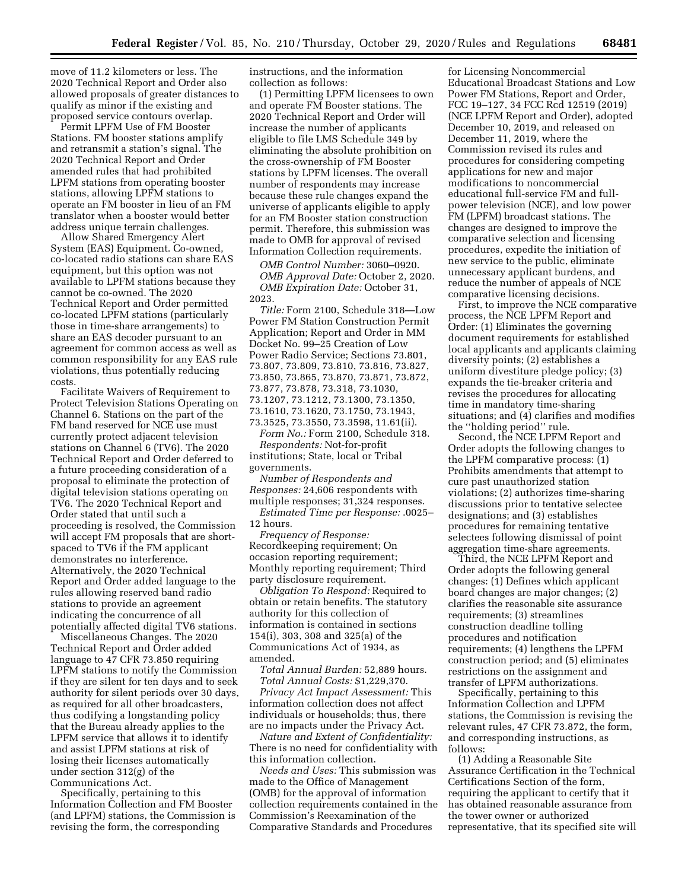move of 11.2 kilometers or less. The 2020 Technical Report and Order also allowed proposals of greater distances to qualify as minor if the existing and proposed service contours overlap.

Permit LPFM Use of FM Booster Stations. FM booster stations amplify and retransmit a station's signal. The 2020 Technical Report and Order amended rules that had prohibited LPFM stations from operating booster stations, allowing LPFM stations to operate an FM booster in lieu of an FM translator when a booster would better address unique terrain challenges.

Allow Shared Emergency Alert System (EAS) Equipment. Co-owned, co-located radio stations can share EAS equipment, but this option was not available to LPFM stations because they cannot be co-owned. The 2020 Technical Report and Order permitted co-located LPFM stations (particularly those in time-share arrangements) to share an EAS decoder pursuant to an agreement for common access as well as common responsibility for any EAS rule violations, thus potentially reducing costs.

Facilitate Waivers of Requirement to Protect Television Stations Operating on Channel 6. Stations on the part of the FM band reserved for NCE use must currently protect adjacent television stations on Channel 6 (TV6). The 2020 Technical Report and Order deferred to a future proceeding consideration of a proposal to eliminate the protection of digital television stations operating on TV6. The 2020 Technical Report and Order stated that until such a proceeding is resolved, the Commission will accept FM proposals that are short-spaced to TV6 if the FM applicant demonstrates no interference. Alternatively, the 2020 Technical Report and Order added language to the rules allowing reserved band radio stations to provide an agreement indicating the concurrence of all potentially affected digital TV6 stations.

Miscellaneous Changes. The 2020 Technical Report and Order added language to 47 CFR 73.850 requiring LPFM stations to notify the Commission if they are silent for ten days and to seek authority for silent periods over 30 days, as required for all other broadcasters, thus codifying a longstanding policy that the Bureau already applies to the LPFM service that allows it to identify and assist LPFM stations at risk of losing their licenses automatically under section 312(g) of the Communications Act.

Specifically, pertaining to this Information Collection and FM Booster (and LPFM) stations, the Commission is revising the form, the corresponding instructions, and the information collection as follows:

(1) Permitting LPFM licensees to own and operate FM Booster stations. The 2020 Technical Report and Order will increase the number of applicants eligible to file LMS Schedule 349 by eliminating the absolute prohibition on the cross-ownership of FM Booster stations by LPFM licenses. The overall number of respondents may increase because these rule changes expand the universe of applicants eligible to apply for an FM Booster station construction permit. Therefore, this submission was made to OMB for approval of revised Information Collection requirements.

*OMB Control Number:* 3060–0920.

*OMB Approval Date:* October 2, 2020.

*OMB Expiration Date:* October 31, 2023.

*Title:* Form 2100, Schedule 318—Low Power FM Station Construction Permit Application; Report and Order in MM Docket No. 99–25 Creation of Low Power Radio Service; Sections 73.801, 73.807, 73.809, 73.810, 73.816, 73.827, 73.850, 73.865, 73.870, 73.871, 73.872, 73.877, 73.878, 73.318, 73.1030, 73.1207, 73.1212, 73.1300, 73.1350, 73.1610, 73.1620, 73.1750, 73.1943, 73.3525, 73.3550, 73.3598, 11.61(ii).

*Form No.:* Form 2100, Schedule 318.

*Respondents:* Not-for-profit institutions; State, local or Tribal governments.

*Number of Respondents and Responses:* 24,606 respondents with multiple responses; 31,324 responses.

*Estimated Time per Response:* .0025–12 hours.

*Frequency of Response:* Recordkeeping requirement; On occasion reporting requirement; Monthly reporting requirement; Third party disclosure requirement.

*Obligation To Respond:* Required to obtain or retain benefits. The statutory authority for this collection of information is contained in sections 154(i), 303, 308 and 325(a) of the Communications Act of 1934, as amended.

*Total Annual Burden:* 52,889 hours.

*Total Annual Costs:* $1,229,370.

*Privacy Act Impact Assessment:* This information collection does not affect individuals or households; thus, there are no impacts under the Privacy Act.

*Nature and Extent of Confidentiality:* There is no need for confidentiality with this information collection.

*Needs and Uses:* This submission was made to the Office of Management (OMB) for the approval of information collection requirements contained in the Commission's Reexamination of the Comparative Standards and Procedures for Licensing Noncommercial Educational Broadcast Stations and Low Power FM Stations, Report and Order, FCC 19–127, 34 FCC Rcd 12519 (2019) (NCE LPFM Report and Order), adopted December 10, 2019, and released on December 11, 2019, where the Commission revised its rules and procedures for considering competing applications for new and major modifications to noncommercial educational full-service FM and full-power television (NCE), and low power FM (LPFM) broadcast stations. The changes are designed to improve the comparative selection and licensing procedures, expedite the initiation of new service to the public, eliminate unnecessary applicant burdens, and reduce the number of appeals of NCE comparative licensing decisions.

First, to improve the NCE comparative process, the NCE LPFM Report and Order: (1) Eliminates the governing document requirements for established local applicants and applicants claiming diversity points; (2) establishes a uniform divestiture pledge policy; (3) expands the tie-breaker criteria and revises the procedures for allocating time in mandatory time-sharing situations; and (4) clarifies and modifies the ''holding period'' rule.

Second, the NCE LPFM Report and Order adopts the following changes to the LPFM comparative process: (1) Prohibits amendments that attempt to cure past unauthorized station violations; (2) authorizes time-sharing discussions prior to tentative selectee designations; and (3) establishes procedures for remaining tentative selectees following dismissal of point aggregation time-share agreements.

Third, the NCE LPFM Report and Order adopts the following general changes: (1) Defines which applicant board changes are major changes; (2) clarifies the reasonable site assurance requirements; (3) streamlines construction deadline tolling procedures and notification requirements; (4) lengthens the LPFM construction period; and (5) eliminates restrictions on the assignment and transfer of LPFM authorizations.

Specifically, pertaining to this Information Collection and LPFM stations, the Commission is revising the relevant rules, 47 CFR 73.872, the form, and corresponding instructions, as follows:

(1) Adding a Reasonable Site Assurance Certification in the Technical Certifications Section of the form, requiring the applicant to certify that it has obtained reasonable assurance from the tower owner or authorized representative, that its specified site will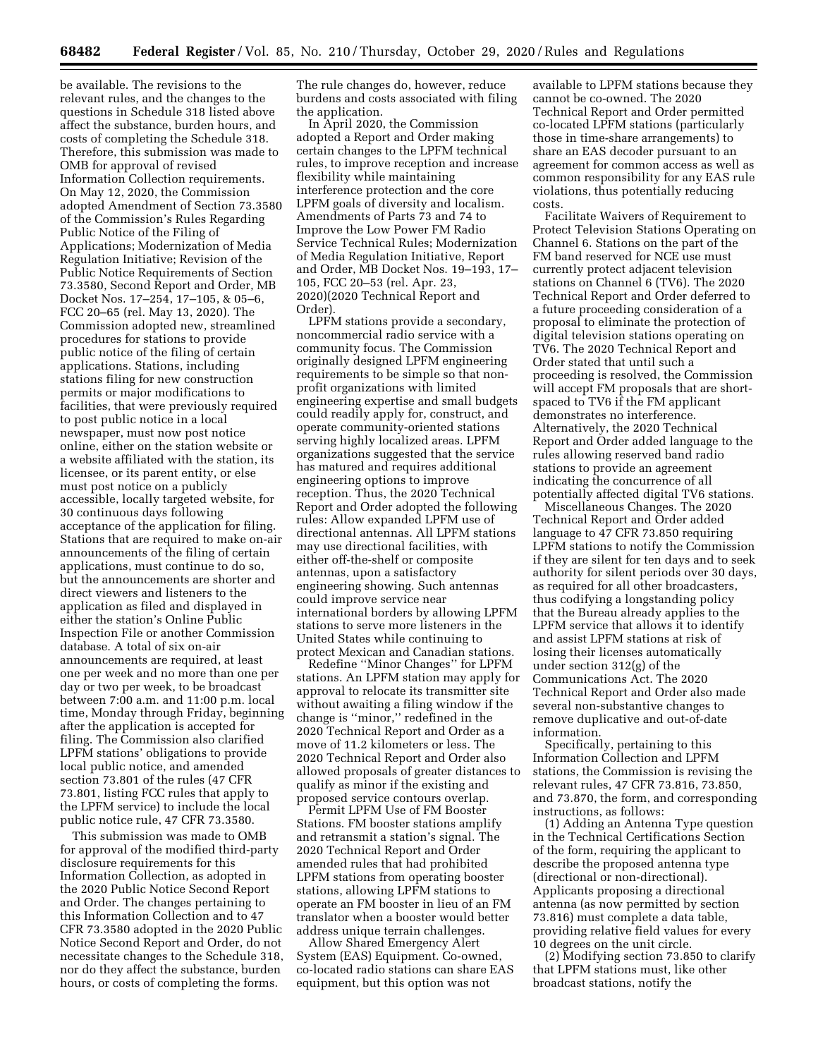be available. The revisions to the relevant rules, and the changes to the questions in Schedule 318 listed above affect the substance, burden hours, and costs of completing the Schedule 318. Therefore, this submission was made to OMB for approval of revised Information Collection requirements. On May 12, 2020, the Commission adopted Amendment of Section 73.3580 of the Commission's Rules Regarding Public Notice of the Filing of Applications; Modernization of Media Regulation Initiative; Revision of the Public Notice Requirements of Section 73.3580, Second Report and Order, MB Docket Nos. 17–254, 17–105, & 05–6, FCC 20–65 (rel. May 13, 2020). The Commission adopted new, streamlined procedures for stations to provide public notice of the filing of certain applications. Stations, including stations filing for new construction permits or major modifications to facilities, that were previously required to post public notice in a local newspaper, must now post notice online, either on the station website or a website affiliated with the station, its licensee, or its parent entity, or else must post notice on a publicly accessible, locally targeted website, for 30 continuous days following acceptance of the application for filing. Stations that are required to make on-air announcements of the filing of certain applications, must continue to do so, but the announcements are shorter and direct viewers and listeners to the application as filed and displayed in either the station's Online Public Inspection File or another Commission database. A total of six on-air announcements are required, at least one per week and no more than one per day or two per week, to be broadcast between 7:00 a.m. and 11:00 p.m. local time, Monday through Friday, beginning after the application is accepted for filing. The Commission also clarified LPFM stations' obligations to provide local public notice, and amended section 73.801 of the rules (47 CFR 73.801, listing FCC rules that apply to the LPFM service) to include the local public notice rule, 47 CFR 73.3580.

This submission was made to OMB for approval of the modified third-party disclosure requirements for this Information Collection, as adopted in the 2020 Public Notice Second Report and Order. The changes pertaining to this Information Collection and to 47 CFR 73.3580 adopted in the 2020 Public Notice Second Report and Order, do not necessitate changes to the Schedule 318, nor do they affect the substance, burden hours, or costs of completing the forms. The rule changes do, however, reduce burdens and costs associated with filing the application.

In April 2020, the Commission adopted a Report and Order making certain changes to the LPFM technical rules, to improve reception and increase flexibility while maintaining interference protection and the core LPFM goals of diversity and localism. Amendments of Parts 73 and 74 to Improve the Low Power FM Radio Service Technical Rules; Modernization of Media Regulation Initiative, Report and Order, MB Docket Nos. 19–193, 17–105, FCC 20–53 (rel. Apr. 23, 2020)(2020 Technical Report and Order).

LPFM stations provide a secondary, noncommercial radio service with a community focus. The Commission originally designed LPFM engineering requirements to be simple so that non-profit organizations with limited engineering expertise and small budgets could readily apply for, construct, and operate community-oriented stations serving highly localized areas. LPFM organizations suggested that the service has matured and requires additional engineering options to improve reception. Thus, the 2020 Technical Report and Order adopted the following rules: Allow expanded LPFM use of directional antennas. All LPFM stations may use directional facilities, with either off-the-shelf or composite antennas, upon a satisfactory engineering showing. Such antennas could improve service near international borders by allowing LPFM stations to serve more listeners in the United States while continuing to protect Mexican and Canadian stations.

Redefine ''Minor Changes'' for LPFM stations. An LPFM station may apply for approval to relocate its transmitter site without awaiting a filing window if the change is ''minor,'' redefined in the 2020 Technical Report and Order as a move of 11.2 kilometers or less. The 2020 Technical Report and Order also allowed proposals of greater distances to qualify as minor if the existing and proposed service contours overlap.

Permit LPFM Use of FM Booster Stations. FM booster stations amplify and retransmit a station's signal. The 2020 Technical Report and Order amended rules that had prohibited LPFM stations from operating booster stations, allowing LPFM stations to operate an FM booster in lieu of an FM translator when a booster would better address unique terrain challenges.

Allow Shared Emergency Alert System (EAS) Equipment. Co-owned, co-located radio stations can share EAS equipment, but this option was not available to LPFM stations because they cannot be co-owned. The 2020 Technical Report and Order permitted co-located LPFM stations (particularly those in time-share arrangements) to share an EAS decoder pursuant to an agreement for common access as well as common responsibility for any EAS rule violations, thus potentially reducing costs.

Facilitate Waivers of Requirement to Protect Television Stations Operating on Channel 6. Stations on the part of the FM band reserved for NCE use must currently protect adjacent television stations on Channel 6 (TV6). The 2020 Technical Report and Order deferred to a future proceeding consideration of a proposal to eliminate the protection of digital television stations operating on TV6. The 2020 Technical Report and Order stated that until such a proceeding is resolved, the Commission will accept FM proposals that are short-spaced to TV6 if the FM applicant demonstrates no interference. Alternatively, the 2020 Technical Report and Order added language to the rules allowing reserved band radio stations to provide an agreement indicating the concurrence of all potentially affected digital TV6 stations.

Miscellaneous Changes. The 2020 Technical Report and Order added language to 47 CFR 73.850 requiring LPFM stations to notify the Commission if they are silent for ten days and to seek authority for silent periods over 30 days, as required for all other broadcasters, thus codifying a longstanding policy that the Bureau already applies to the LPFM service that allows it to identify and assist LPFM stations at risk of losing their licenses automatically under section 312(g) of the Communications Act. The 2020 Technical Report and Order also made several non-substantive changes to remove duplicative and out-of-date information.

Specifically, pertaining to this Information Collection and LPFM stations, the Commission is revising the relevant rules, 47 CFR 73.816, 73.850, and 73.870, the form, and corresponding instructions, as follows:

(1) Adding an Antenna Type question in the Technical Certifications Section of the form, requiring the applicant to describe the proposed antenna type (directional or non-directional). Applicants proposing a directional antenna (as now permitted by section 73.816) must complete a data table, providing relative field values for every 10 degrees on the unit circle.

(2) Modifying section 73.850 to clarify that LPFM stations must, like other broadcast stations, notify the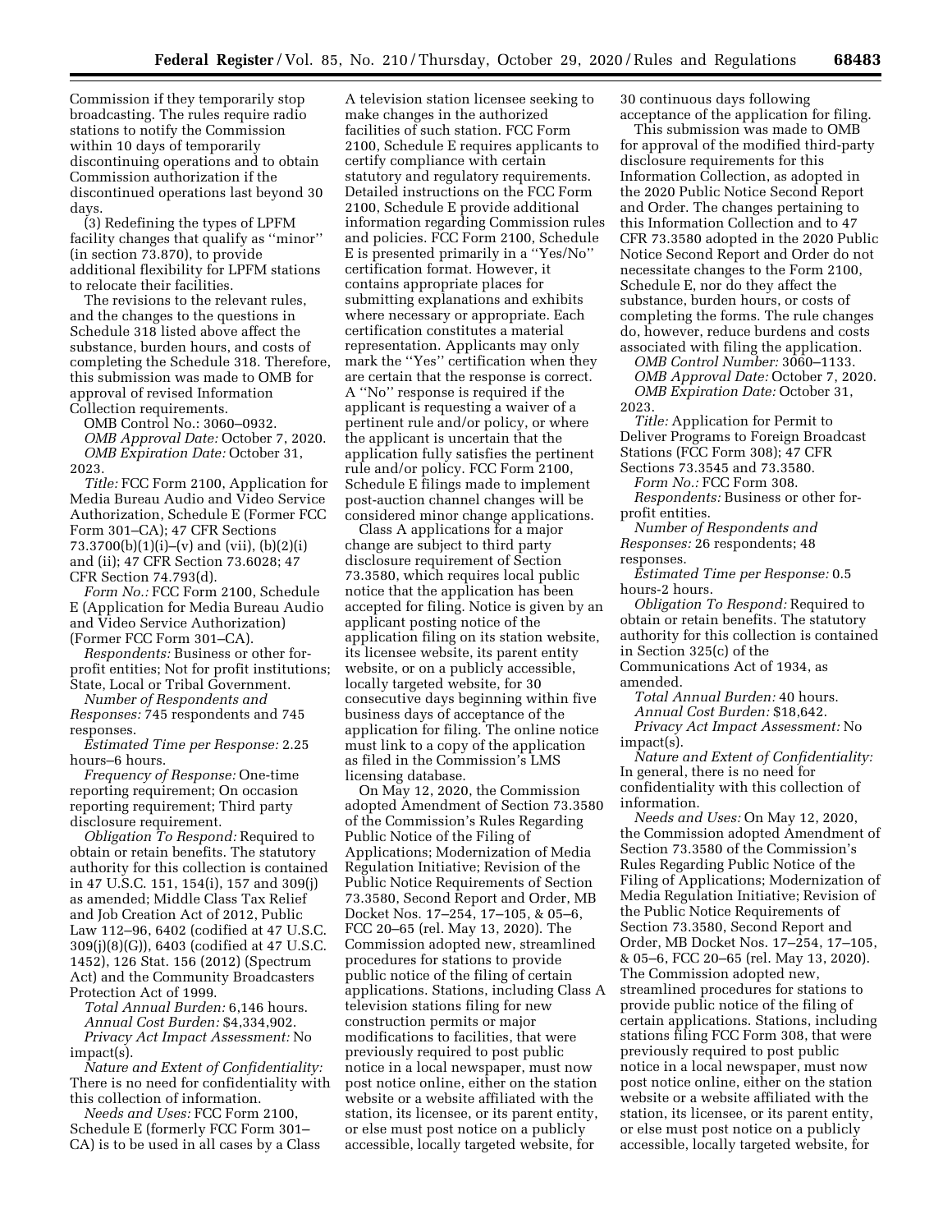Commission if they temporarily stop broadcasting. The rules require radio stations to notify the Commission within 10 days of temporarily discontinuing operations and to obtain Commission authorization if the discontinued operations last beyond 30 days.

(3) Redefining the types of LPFM facility changes that qualify as ''minor'' (in section 73.870), to provide additional flexibility for LPFM stations to relocate their facilities.

The revisions to the relevant rules, and the changes to the questions in Schedule 318 listed above affect the substance, burden hours, and costs of completing the Schedule 318. Therefore, this submission was made to OMB for approval of revised Information Collection requirements.

OMB Control No.: 3060–0932.

*OMB Approval Date:* October 7, 2020.

*OMB Expiration Date:* October 31, 2023.

*Title:* FCC Form 2100, Application for Media Bureau Audio and Video Service Authorization, Schedule E (Former FCC Form 301–CA); 47 CFR Sections 73.3700(b)(1)(i)–(v) and (vii), (b)(2)(i) and (ii); 47 CFR Section 73.6028; 47 CFR Section 74.793(d).

*Form No.:* FCC Form 2100, Schedule E (Application for Media Bureau Audio and Video Service Authorization) (Former FCC Form 301–CA).

*Respondents:* Business or other for-profit entities; Not for profit institutions; State, Local or Tribal Government.

*Number of Respondents and Responses:* 745 respondents and 745 responses.

*Estimated Time per Response:* 2.25 hours–6 hours.

*Frequency of Response:* One-time reporting requirement; On occasion reporting requirement; Third party disclosure requirement.

*Obligation To Respond:* Required to obtain or retain benefits. The statutory authority for this collection is contained in 47 U.S.C. 151, 154(i), 157 and 309(j) as amended; Middle Class Tax Relief and Job Creation Act of 2012, Public Law 112–96, 6402 (codified at 47 U.S.C. 309(j)(8)(G)), 6403 (codified at 47 U.S.C. 1452), 126 Stat. 156 (2012) (Spectrum Act) and the Community Broadcasters Protection Act of 1999.

*Total Annual Burden:* 6,146 hours.

*Annual Cost Burden:* $4,334,902.

*Privacy Act Impact Assessment:* No impact(s).

*Nature and Extent of Confidentiality:* There is no need for confidentiality with this collection of information.

*Needs and Uses:* FCC Form 2100, Schedule E (formerly FCC Form 301–CA) is to be used in all cases by a Class A television station licensee seeking to make changes in the authorized facilities of such station. FCC Form 2100, Schedule E requires applicants to certify compliance with certain statutory and regulatory requirements. Detailed instructions on the FCC Form 2100, Schedule E provide additional information regarding Commission rules and policies. FCC Form 2100, Schedule E is presented primarily in a ''Yes/No'' certification format. However, it contains appropriate places for submitting explanations and exhibits where necessary or appropriate. Each certification constitutes a material representation. Applicants may only mark the ''Yes'' certification when they are certain that the response is correct. A ''No'' response is required if the applicant is requesting a waiver of a pertinent rule and/or policy, or where the applicant is uncertain that the application fully satisfies the pertinent rule and/or policy. FCC Form 2100, Schedule E filings made to implement post-auction channel changes will be considered minor change applications.

Class A applications for a major change are subject to third party disclosure requirement of Section 73.3580, which requires local public notice that the application has been accepted for filing. Notice is given by an applicant posting notice of the application filing on its station website, its licensee website, its parent entity website, or on a publicly accessible, locally targeted website, for 30 consecutive days beginning within five business days of acceptance of the application for filing. The online notice must link to a copy of the application as filed in the Commission's LMS licensing database.

On May 12, 2020, the Commission adopted Amendment of Section 73.3580 of the Commission's Rules Regarding Public Notice of the Filing of Applications; Modernization of Media Regulation Initiative; Revision of the Public Notice Requirements of Section 73.3580, Second Report and Order, MB Docket Nos. 17–254, 17–105, & 05–6, FCC 20–65 (rel. May 13, 2020). The Commission adopted new, streamlined procedures for stations to provide public notice of the filing of certain applications. Stations, including Class A television stations filing for new construction permits or major modifications to facilities, that were previously required to post public notice in a local newspaper, must now post notice online, either on the station website or a website affiliated with the station, its licensee, or its parent entity, or else must post notice on a publicly accessible, locally targeted website, for 30 continuous days following acceptance of the application for filing.

This submission was made to OMB for approval of the modified third-party disclosure requirements for this Information Collection, as adopted in the 2020 Public Notice Second Report and Order. The changes pertaining to this Information Collection and to 47 CFR 73.3580 adopted in the 2020 Public Notice Second Report and Order do not necessitate changes to the Form 2100, Schedule E, nor do they affect the substance, burden hours, or costs of completing the forms. The rule changes do, however, reduce burdens and costs associated with filing the application.

*OMB Control Number:* 3060–1133.

*OMB Approval Date:* October 7, 2020.

*OMB Expiration Date:* October 31, 2023.

*Title:* Application for Permit to Deliver Programs to Foreign Broadcast Stations (FCC Form 308); 47 CFR Sections 73.3545 and 73.3580.

*Form No.:* FCC Form 308.

*Respondents:* Business or other for-profit entities.

*Number of Respondents and Responses:* 26 respondents; 48 responses.

*Estimated Time per Response:* 0.5 hours-2 hours.

*Obligation To Respond:* Required to obtain or retain benefits. The statutory authority for this collection is contained in Section 325(c) of the Communications Act of 1934, as amended.

*Total Annual Burden:* 40 hours.

*Annual Cost Burden:* $18,642.

*Privacy Act Impact Assessment:* No impact(s).

*Nature and Extent of Confidentiality:* In general, there is no need for confidentiality with this collection of information.

*Needs and Uses:* On May 12, 2020, the Commission adopted Amendment of Section 73.3580 of the Commission's Rules Regarding Public Notice of the Filing of Applications; Modernization of Media Regulation Initiative; Revision of the Public Notice Requirements of Section 73.3580, Second Report and Order, MB Docket Nos. 17–254, 17–105, & 05–6, FCC 20–65 (rel. May 13, 2020). The Commission adopted new, streamlined procedures for stations to provide public notice of the filing of certain applications. Stations, including stations filing FCC Form 308, that were previously required to post public notice in a local newspaper, must now post notice online, either on the station website or a website affiliated with the station, its licensee, or its parent entity, or else must post notice on a publicly accessible, locally targeted website, for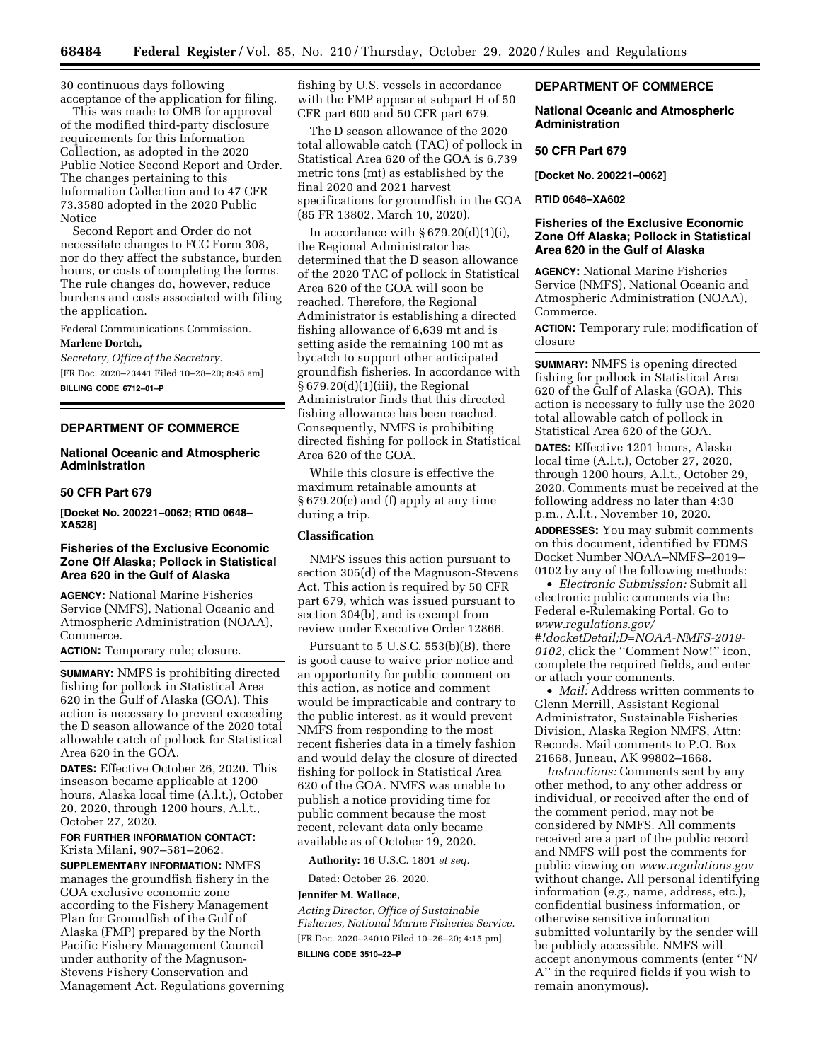30 continuous days following acceptance of the application for filing.

This was made to OMB for approval of the modified third-party disclosure requirements for this Information Collection, as adopted in the 2020 Public Notice Second Report and Order. The changes pertaining to this Information Collection and to 47 CFR 73.3580 adopted in the 2020 Public Notice Second Report and Order do not necessitate changes to FCC Form 308, nor do they affect the substance, burden hours, or costs of completing the forms. The rule changes do, however, reduce burdens and costs associated with filing the application.

Federal Communications Commission.

**Marlene Dortch,**

*Secretary, Office of the Secretary.*

[FR Doc. 2020–23441 Filed 10–28–20; 8:45 am]

**BILLING CODE 6712–01–P**

---

## DEPARTMENT OF COMMERCE

### National Oceanic and Atmospheric Administration

### 50 CFR Part 679

**[Docket No. 200221–0062; RTID 0648–XA528]**

### Fisheries of the Exclusive Economic Zone Off Alaska; Pollock in Statistical Area 620 in the Gulf of Alaska

**AGENCY:** National Marine Fisheries Service (NMFS), National Oceanic and Atmospheric Administration (NOAA), Commerce.

**ACTION:** Temporary rule; closure.

**SUMMARY:** NMFS is prohibiting directed fishing for pollock in Statistical Area 620 in the Gulf of Alaska (GOA). This action is necessary to prevent exceeding the D season allowance of the 2020 total allowable catch of pollock for Statistical Area 620 in the GOA.

**DATES:** Effective October 26, 2020. This inseason became applicable at 1200 hours, Alaska local time (A.l.t.), October 20, 2020, through 1200 hours, A.l.t., October 27, 2020.

**FOR FURTHER INFORMATION CONTACT:** Krista Milani, 907–581–2062.

**SUPPLEMENTARY INFORMATION:** NMFS manages the groundfish fishery in the GOA exclusive economic zone according to the Fishery Management Plan for Groundfish of the Gulf of Alaska (FMP) prepared by the North Pacific Fishery Management Council under authority of the Magnuson-Stevens Fishery Conservation and Management Act. Regulations governing fishing by U.S. vessels in accordance with the FMP appear at subpart H of 50 CFR part 600 and 50 CFR part 679.

The D season allowance of the 2020 total allowable catch (TAC) of pollock in Statistical Area 620 of the GOA is 6,739 metric tons (mt) as established by the final 2020 and 2021 harvest specifications for groundfish in the GOA (85 FR 13802, March 10, 2020).

In accordance with § 679.20(d)(1)(i), the Regional Administrator has determined that the D season allowance of the 2020 TAC of pollock in Statistical Area 620 of the GOA will soon be reached. Therefore, the Regional Administrator is establishing a directed fishing allowance of 6,639 mt and is setting aside the remaining 100 mt as bycatch to support other anticipated groundfish fisheries. In accordance with § 679.20(d)(1)(iii), the Regional Administrator finds that this directed fishing allowance has been reached. Consequently, NMFS is prohibiting directed fishing for pollock in Statistical Area 620 of the GOA.

While this closure is effective the maximum retainable amounts at § 679.20(e) and (f) apply at any time during a trip.

#### Classification

NMFS issues this action pursuant to section 305(d) of the Magnuson-Stevens Act. This action is required by 50 CFR part 679, which was issued pursuant to section 304(b), and is exempt from review under Executive Order 12866.

Pursuant to 5 U.S.C. 553(b)(B), there is good cause to waive prior notice and an opportunity for public comment on this action, as notice and comment would be impracticable and contrary to the public interest, as it would prevent NMFS from responding to the most recent fisheries data in a timely fashion and would delay the closure of directed fishing for pollock in Statistical Area 620 of the GOA. NMFS was unable to publish a notice providing time for public comment because the most recent, relevant data only became available as of October 19, 2020.

**Authority:** 16 U.S.C. 1801 *et seq.*

Dated: October 26, 2020.

**Jennifer M. Wallace,**

*Acting Director, Office of Sustainable Fisheries, National Marine Fisheries Service.*

[FR Doc. 2020–24010 Filed 10–26–20; 4:15 pm]

**BILLING CODE 3510–22–P**

---

## DEPARTMENT OF COMMERCE

### National Oceanic and Atmospheric Administration

### 50 CFR Part 679

**[Docket No. 200221–0062]**

**RTID 0648–XA602**

### Fisheries of the Exclusive Economic Zone Off Alaska; Pollock in Statistical Area 620 in the Gulf of Alaska

**AGENCY:** National Marine Fisheries Service (NMFS), National Oceanic and Atmospheric Administration (NOAA), Commerce.

**ACTION:** Temporary rule; modification of closure

**SUMMARY:** NMFS is opening directed fishing for pollock in Statistical Area 620 of the Gulf of Alaska (GOA). This action is necessary to fully use the 2020 total allowable catch of pollock in Statistical Area 620 of the GOA.

**DATES:** Effective 1201 hours, Alaska local time (A.l.t.), October 27, 2020, through 1200 hours, A.l.t., October 29, 2020. Comments must be received at the following address no later than 4:30 p.m., A.l.t., November 10, 2020.

**ADDRESSES:** You may submit comments on this document, identified by FDMS Docket Number NOAA–NMFS–2019–0102 by any of the following methods:

- *Electronic Submission:* Submit all electronic public comments via the Federal e-Rulemaking Portal. Go to *www.regulations.gov/#!docketDetail;D=NOAA-NMFS-2019-0102,* click the ''Comment Now!'' icon, complete the required fields, and enter or attach your comments.
- *Mail:* Address written comments to Glenn Merrill, Assistant Regional Administrator, Sustainable Fisheries Division, Alaska Region NMFS, Attn: Records. Mail comments to P.O. Box 21668, Juneau, AK 99802–1668.

*Instructions:* Comments sent by any other method, to any other address or individual, or received after the end of the comment period, may not be considered by NMFS. All comments received are a part of the public record and NMFS will post the comments for public viewing on *www.regulations.gov* without change. All personal identifying information (*e.g.,* name, address, etc.), confidential business information, or otherwise sensitive information submitted voluntarily by the sender will be publicly accessible. NMFS will accept anonymous comments (enter ''N/A'' in the required fields if you wish to remain anonymous).